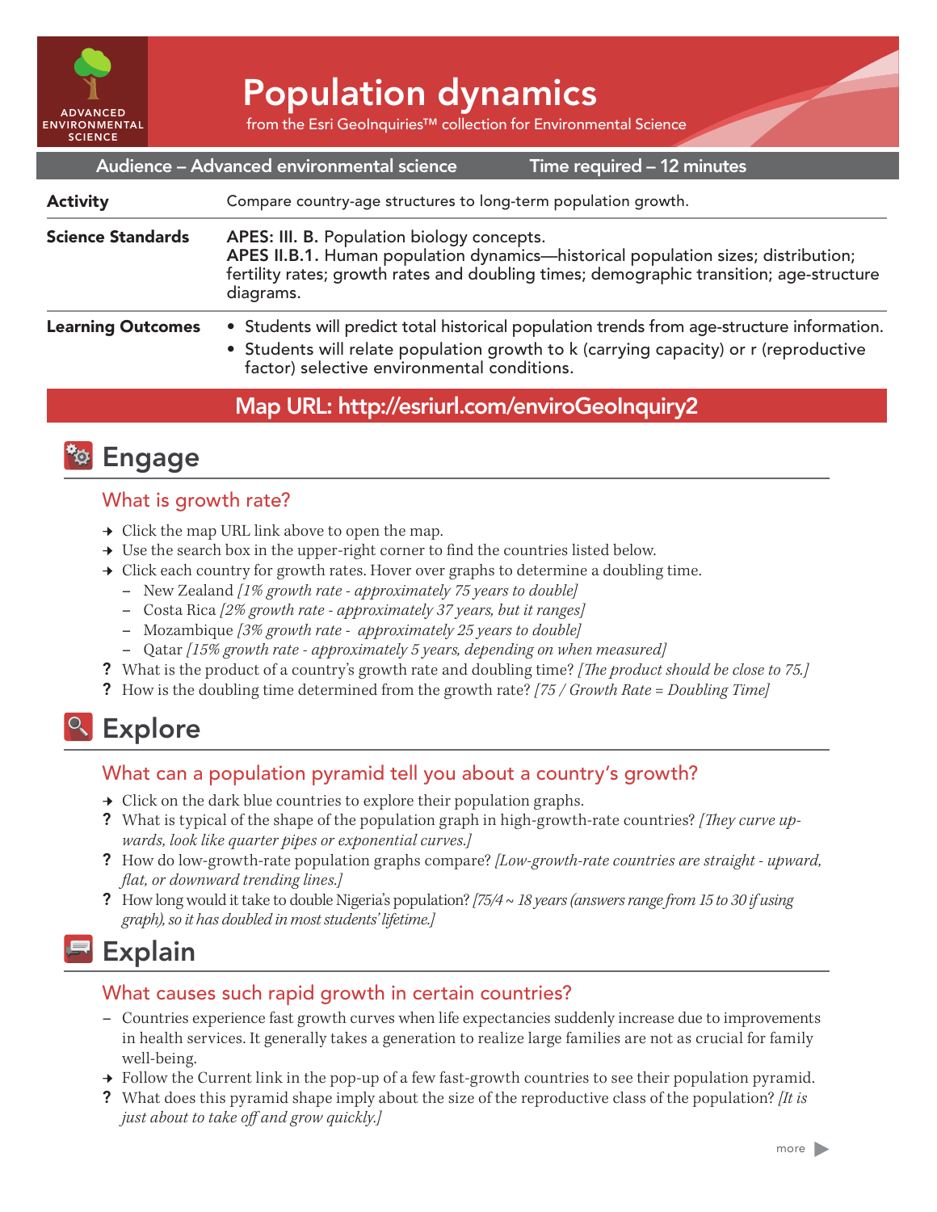ADVANCED ENVIRONMENTAL SCIENCE

# Population dynamics

from the Esri GeoInquiries™ collection for Environmental Science

**Audience – Advanced environmental science** | **Time required – 12 minutes**

| | |
|---|---|
| **Activity** | Compare country-age structures to long-term population growth. |
| **Science Standards** | **APES: III. B.** Population biology concepts.<br>**APES II.B.1.** Human population dynamics—historical population sizes; distribution; fertility rates; growth rates and doubling times; demographic transition; age-structure diagrams. |
| **Learning Outcomes** | • Students will predict total historical population trends from age-structure information.<br>• Students will relate population growth to k (carrying capacity) or r (reproductive factor) selective environmental conditions. |

**Map URL: http://esriurl.com/enviroGeoInquiry2**

## Engage

### What is growth rate?

- → Click the map URL link above to open the map.
- → Use the search box in the upper-right corner to find the countries listed below.
- → Click each country for growth rates. Hover over graphs to determine a doubling time.
  - – New Zealand *[1% growth rate - approximately 75 years to double]*
  - – Costa Rica *[2% growth rate - approximately 37 years, but it ranges]*
  - – Mozambique *[3% growth rate - approximately 25 years to double]*
  - – Qatar *[15% growth rate - approximately 5 years, depending on when measured]*
- ? What is the product of a country's growth rate and doubling time? *[The product should be close to 75.]*
- ? How is the doubling time determined from the growth rate? *[75 / Growth Rate = Doubling Time]*

## Explore

### What can a population pyramid tell you about a country's growth?

- → Click on the dark blue countries to explore their population graphs.
- ? What is typical of the shape of the population graph in high-growth-rate countries? *[They curve upwards, look like quarter pipes or exponential curves.]*
- ? How do low-growth-rate population graphs compare? *[Low-growth-rate countries are straight - upward, flat, or downward trending lines.]*
- ? How long would it take to double Nigeria's population? *[75/4 ~ 18 years (answers range from 15 to 30 if using graph), so it has doubled in most students' lifetime.]*

## Explain

### What causes such rapid growth in certain countries?

- – Countries experience fast growth curves when life expectancies suddenly increase due to improvements in health services. It generally takes a generation to realize large families are not as crucial for family well-being.
- → Follow the Current link in the pop-up of a few fast-growth countries to see their population pyramid.
- ? What does this pyramid shape imply about the size of the reproductive class of the population? *[It is just about to take off and grow quickly.]*

more ▶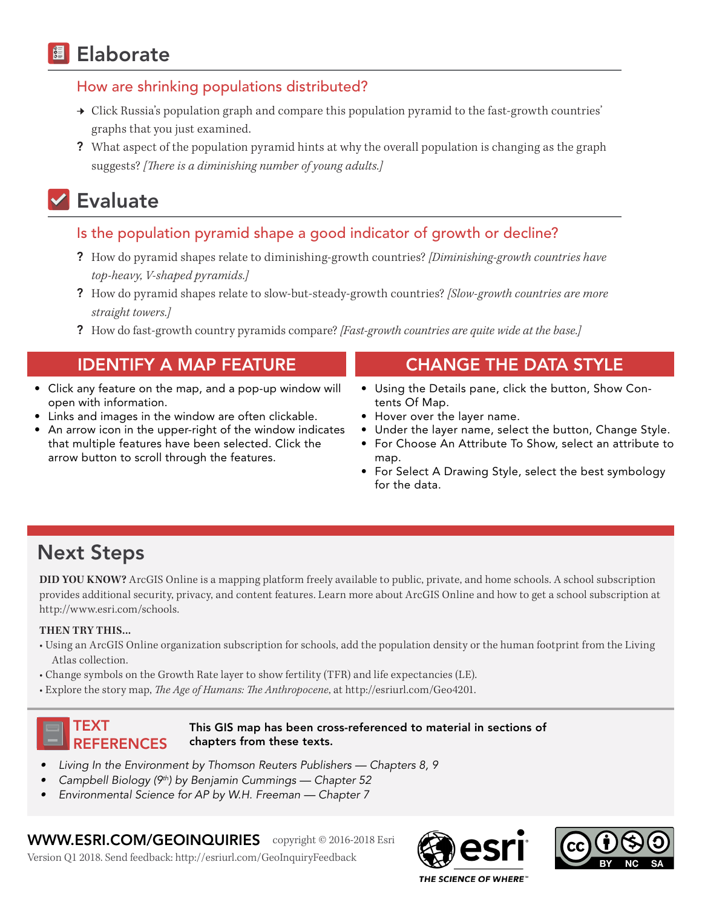## Elaborate

### How are shrinking populations distributed?

→ Click Russia's population graph and compare this population pyramid to the fast-growth countries' graphs that you just examined.

? What aspect of the population pyramid hints at why the overall population is changing as the graph suggests? *[There is a diminishing number of young adults.]*

## Evaluate

### Is the population pyramid shape a good indicator of growth or decline?

? How do pyramid shapes relate to diminishing-growth countries? *[Diminishing-growth countries have top-heavy, V-shaped pyramids.]*

? How do pyramid shapes relate to slow-but-steady-growth countries? *[Slow-growth countries are more straight towers.]*

? How do fast-growth country pyramids compare? *[Fast-growth countries are quite wide at the base.]*

### IDENTIFY A MAP FEATURE

- Click any feature on the map, and a pop-up window will open with information.
- Links and images in the window are often clickable.
- An arrow icon in the upper-right of the window indicates that multiple features have been selected. Click the arrow button to scroll through the features.

### CHANGE THE DATA STYLE

- Using the Details pane, click the button, Show Contents Of Map.
- Hover over the layer name.
- Under the layer name, select the button, Change Style.
- For Choose An Attribute To Show, select an attribute to map.
- For Select A Drawing Style, select the best symbology for the data.

## Next Steps

**DID YOU KNOW?** ArcGIS Online is a mapping platform freely available to public, private, and home schools. A school subscription provides additional security, privacy, and content features. Learn more about ArcGIS Online and how to get a school subscription at http://www.esri.com/schools.

**THEN TRY THIS...**

- Using an ArcGIS Online organization subscription for schools, add the population density or the human footprint from the Living Atlas collection.
- Change symbols on the Growth Rate layer to show fertility (TFR) and life expectancies (LE).
- Explore the story map, *The Age of Humans: The Anthropocene*, at http://esriurl.com/Geo4201.

### TEXT REFERENCES

**This GIS map has been cross-referenced to material in sections of chapters from these texts.**

- *Living In the Environment by Thomson Reuters Publishers — Chapters 8, 9*
- *Campbell Biology (9th) by Benjamin Cummings — Chapter 52*
- *Environmental Science for AP by W.H. Freeman — Chapter 7*

**WWW.ESRI.COM/GEOINQUIRIES** copyright © 2016-2018 Esri

Version Q1 2018. Send feedback: http://esriurl.com/GeoInquiryFeedback

esri THE SCIENCE OF WHERE™

cc BY NC SA